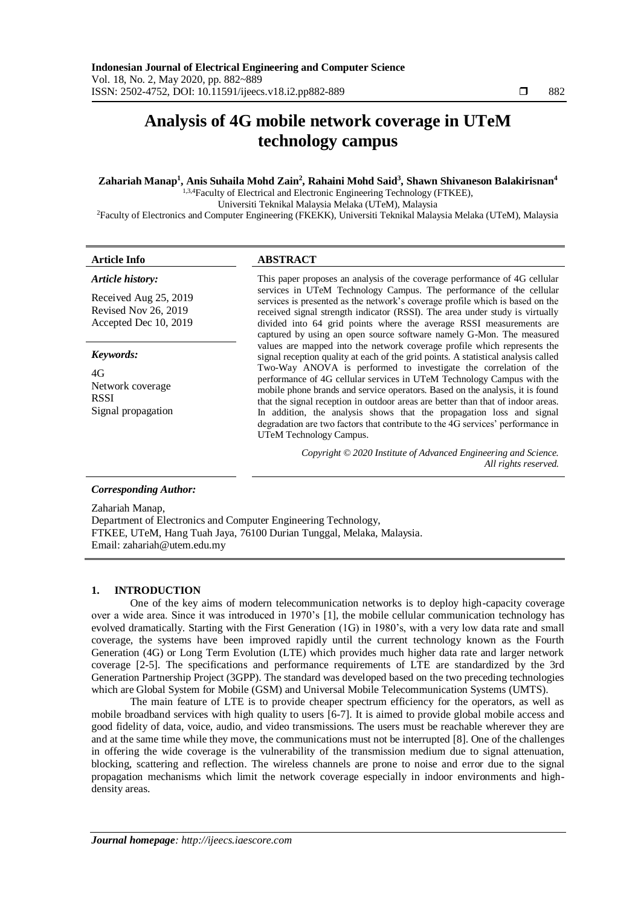# Analysis of 4G mobile network coverage in UTeM technology campus

**Zahariah Manap[1], Anis Suhaila Mohd Zain[2], Rahaini Mohd Said[3], Shawn Shivaneson Balakirisnan[4]**

[1,3,4]Faculty of Electrical and Electronic Engineering Technology (FTKEE), Universiti Teknikal Malaysia Melaka (UTeM), Malaysia

[2]Faculty of Electronics and Computer Engineering (FKEKK), Universiti Teknikal Malaysia Melaka (UTeM), Malaysia

| Article Info | ABSTRACT |
|---|---|
| ***Article history:*** Received Aug 25, 2019 Revised Nov 26, 2019 Accepted Dec 10, 2019 ***Keywords:*** 4G Network coverage RSSI Signal propagation | This paper proposes an analysis of the coverage performance of 4G cellular services in UTeM Technology Campus. The performance of the cellular services is presented as the network's coverage profile which is based on the received signal strength indicator (RSSI). The area under study is virtually divided into 64 grid points where the average RSSI measurements are captured by using an open source software namely G-Mon. The measured values are mapped into the network coverage profile which represents the signal reception quality at each of the grid points. A statistical analysis called Two-Way ANOVA is performed to investigate the correlation of the performance of 4G cellular services in UTeM Technology Campus with the mobile phone brands and service operators. Based on the analysis, it is found that the signal reception in outdoor areas are better than that of indoor areas. In addition, the analysis shows that the propagation loss and signal degradation are two factors that contribute to the 4G services' performance in UTeM Technology Campus. *Copyright © 2020 Institute of Advanced Engineering and Science. All rights reserved.* |

***Corresponding Author:***

Zahariah Manap,
Department of Electronics and Computer Engineering Technology,
FTKEE, UTeM, Hang Tuah Jaya, 76100 Durian Tunggal, Melaka, Malaysia.
Email: zahariah@utem.edu.my

## 1. INTRODUCTION

One of the key aims of modern telecommunication networks is to deploy high-capacity coverage over a wide area. Since it was introduced in 1970's [1], the mobile cellular communication technology has evolved dramatically. Starting with the First Generation (1G) in 1980's, with a very low data rate and small coverage, the systems have been improved rapidly until the current technology known as the Fourth Generation (4G) or Long Term Evolution (LTE) which provides much higher data rate and larger network coverage [2-5]. The specifications and performance requirements of LTE are standardized by the 3rd Generation Partnership Project (3GPP). The standard was developed based on the two preceding technologies which are Global System for Mobile (GSM) and Universal Mobile Telecommunication Systems (UMTS).

The main feature of LTE is to provide cheaper spectrum efficiency for the operators, as well as mobile broadband services with high quality to users [6-7]. It is aimed to provide global mobile access and good fidelity of data, voice, audio, and video transmissions. The users must be reachable wherever they are and at the same time while they move, the communications must not be interrupted [8]. One of the challenges in offering the wide coverage is the vulnerability of the transmission medium due to signal attenuation, blocking, scattering and reflection. The wireless channels are prone to noise and error due to the signal propagation mechanisms which limit the network coverage especially in indoor environments and high-density areas.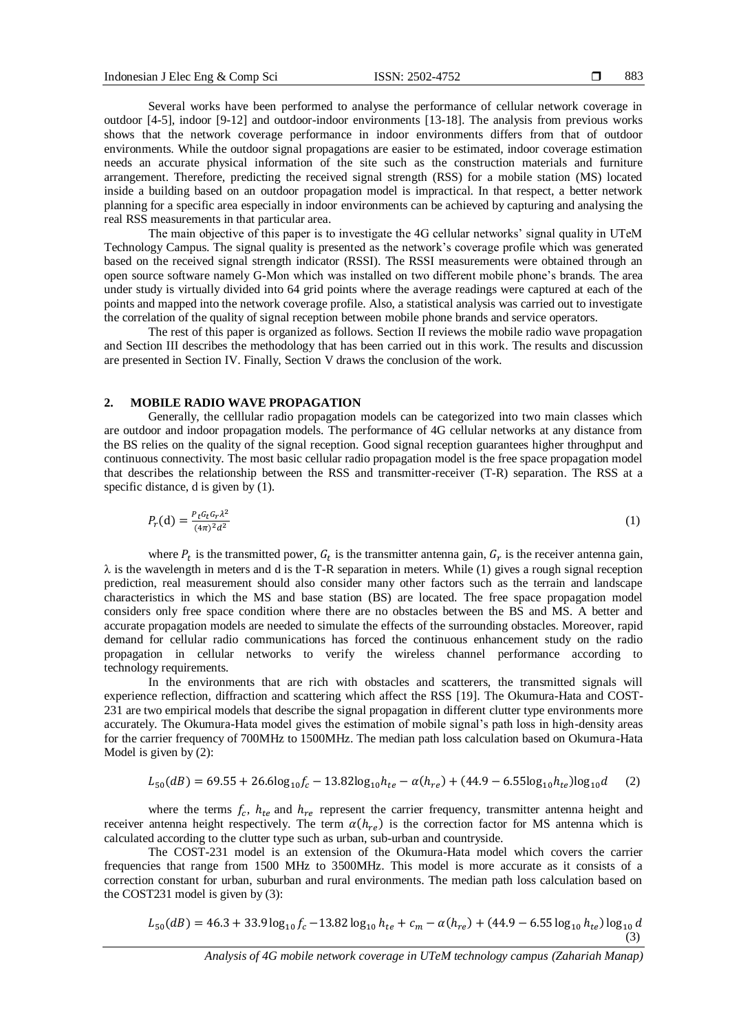Several works have been performed to analyse the performance of cellular network coverage in outdoor [4-5], indoor [9-12] and outdoor-indoor environments [13-18]. The analysis from previous works shows that the network coverage performance in indoor environments differs from that of outdoor environments. While the outdoor signal propagations are easier to be estimated, indoor coverage estimation needs an accurate physical information of the site such as the construction materials and furniture arrangement. Therefore, predicting the received signal strength (RSS) for a mobile station (MS) located inside a building based on an outdoor propagation model is impractical. In that respect, a better network planning for a specific area especially in indoor environments can be achieved by capturing and analysing the real RSS measurements in that particular area.

The main objective of this paper is to investigate the 4G cellular networks' signal quality in UTeM Technology Campus. The signal quality is presented as the network's coverage profile which was generated based on the received signal strength indicator (RSSI). The RSSI measurements were obtained through an open source software namely G-Mon which was installed on two different mobile phone's brands. The area under study is virtually divided into 64 grid points where the average readings were captured at each of the points and mapped into the network coverage profile. Also, a statistical analysis was carried out to investigate the correlation of the quality of signal reception between mobile phone brands and service operators.

The rest of this paper is organized as follows. Section II reviews the mobile radio wave propagation and Section III describes the methodology that has been carried out in this work. The results and discussion are presented in Section IV. Finally, Section V draws the conclusion of the work.

## 2. MOBILE RADIO WAVE PROPAGATION

Generally, the celllular radio propagation models can be categorized into two main classes which are outdoor and indoor propagation models. The performance of 4G cellular networks at any distance from the BS relies on the quality of the signal reception. Good signal reception guarantees higher throughput and continuous connectivity. The most basic cellular radio propagation model is the free space propagation model that describes the relationship between the RSS and transmitter-receiver (T-R) separation. The RSS at a specific distance, d is given by (1).

$$P_r(\mathrm{d}) = \frac{P_t G_t G_r \lambda^2}{(4\pi)^2 d^2} \tag{1}$$

where $P_t$ is the transmitted power, $G_t$ is the transmitter antenna gain, $G_r$ is the receiver antenna gain, $\lambda$ is the wavelength in meters and d is the T-R separation in meters. While (1) gives a rough signal reception prediction, real measurement should also consider many other factors such as the terrain and landscape characteristics in which the MS and base station (BS) are located. The free space propagation model considers only free space condition where there are no obstacles between the BS and MS. A better and accurate propagation models are needed to simulate the effects of the surrounding obstacles. Moreover, rapid demand for cellular radio communications has forced the continuous enhancement study on the radio propagation in cellular networks to verify the wireless channel performance according to technology requirements.

In the environments that are rich with obstacles and scatterers, the transmitted signals will experience reflection, diffraction and scattering which affect the RSS [19]. The Okumura-Hata and COST-231 are two empirical models that describe the signal propagation in different clutter type environments more accurately. The Okumura-Hata model gives the estimation of mobile signal's path loss in high-density areas for the carrier frequency of 700MHz to 1500MHz. The median path loss calculation based on Okumura-Hata Model is given by (2):

$$L_{50}(dB) = 69.55 + 26.6\log_{10}f_c - 13.82\log_{10}h_{te} - \alpha(h_{re}) + (44.9 - 6.55\log_{10}h_{te})\log_{10}d \tag{2}$$

where the terms $f_c$, $h_{te}$ and $h_{re}$ represent the carrier frequency, transmitter antenna height and receiver antenna height respectively. The term $\alpha(h_{re})$ is the correction factor for MS antenna which is calculated according to the clutter type such as urban, sub-urban and countryside.

The COST-231 model is an extension of the Okumura-Hata model which covers the carrier frequencies that range from 1500 MHz to 3500MHz. This model is more accurate as it consists of a correction constant for urban, suburban and rural environments. The median path loss calculation based on the COST231 model is given by (3):

$$L_{50}(dB) = 46.3 + 33.9\log_{10}f_c - 13.82\log_{10}h_{te} + c_m - \alpha(h_{re}) + (44.9 - 6.55\log_{10}h_{te})\log_{10}d \tag{3}$$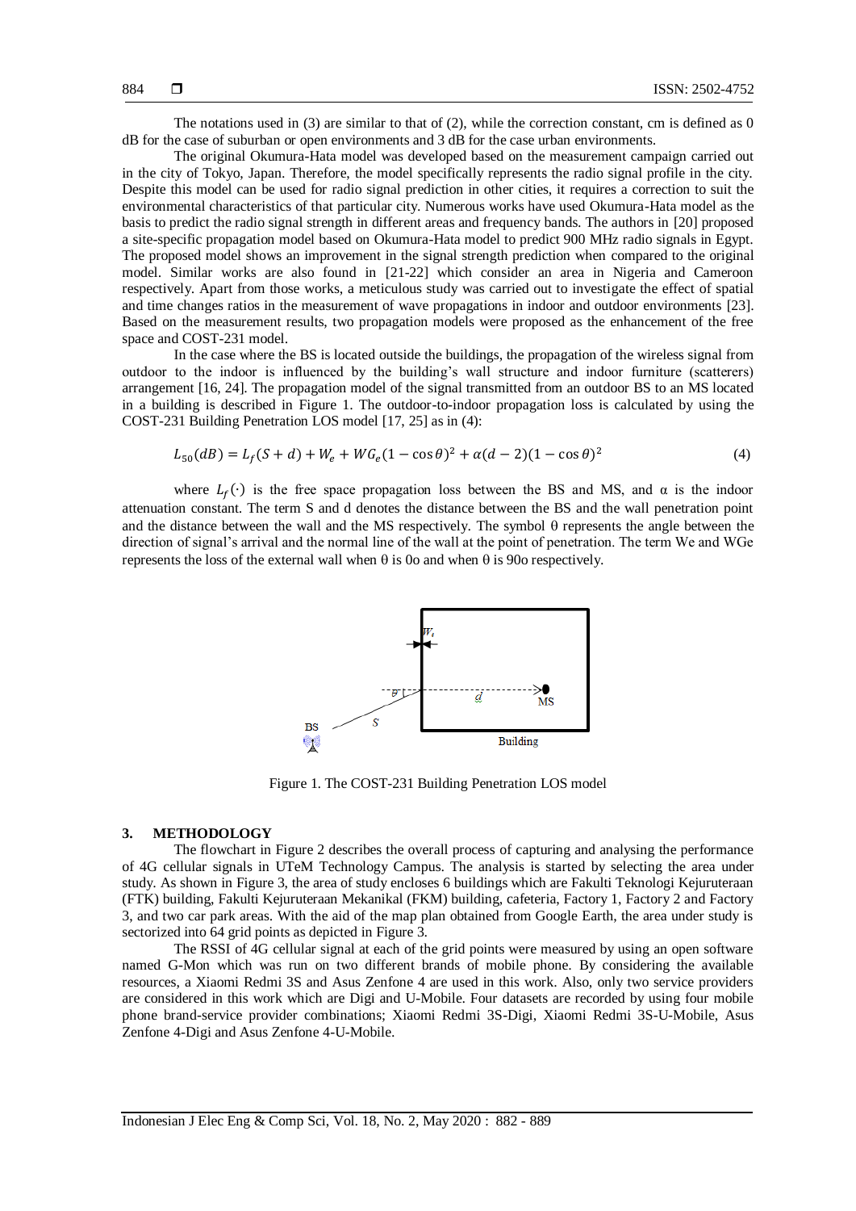The notations used in (3) are similar to that of (2), while the correction constant, cm is defined as 0 dB for the case of suburban or open environments and 3 dB for the case urban environments.

The original Okumura-Hata model was developed based on the measurement campaign carried out in the city of Tokyo, Japan. Therefore, the model specifically represents the radio signal profile in the city. Despite this model can be used for radio signal prediction in other cities, it requires a correction to suit the environmental characteristics of that particular city. Numerous works have used Okumura-Hata model as the basis to predict the radio signal strength in different areas and frequency bands. The authors in [20] proposed a site-specific propagation model based on Okumura-Hata model to predict 900 MHz radio signals in Egypt. The proposed model shows an improvement in the signal strength prediction when compared to the original model. Similar works are also found in [21-22] which consider an area in Nigeria and Cameroon respectively. Apart from those works, a meticulous study was carried out to investigate the effect of spatial and time changes ratios in the measurement of wave propagations in indoor and outdoor environments [23]. Based on the measurement results, two propagation models were proposed as the enhancement of the free space and COST-231 model.

In the case where the BS is located outside the buildings, the propagation of the wireless signal from outdoor to the indoor is influenced by the building's wall structure and indoor furniture (scatterers) arrangement [16, 24]. The propagation model of the signal transmitted from an outdoor BS to an MS located in a building is described in Figure 1. The outdoor-to-indoor propagation loss is calculated by using the COST-231 Building Penetration LOS model [17, 25] as in (4):

$$L_{50}(dB) = L_f(S+d) + W_e + WG_e(1-\cos\theta)^2 + \alpha(d-2)(1-\cos\theta)^2 \tag{4}$$

where $L_f(\cdot)$ is the free space propagation loss between the BS and MS, and α is the indoor attenuation constant. The term S and d denotes the distance between the BS and the wall penetration point and the distance between the wall and the MS respectively. The symbol θ represents the angle between the direction of signal's arrival and the normal line of the wall at the point of penetration. The term We and WGe represents the loss of the external wall when θ is 0o and when θ is 90o respectively.

Figure 1. The COST-231 Building Penetration LOS model

## 3. METHODOLOGY

The flowchart in Figure 2 describes the overall process of capturing and analysing the performance of 4G cellular signals in UTeM Technology Campus. The analysis is started by selecting the area under study. As shown in Figure 3, the area of study encloses 6 buildings which are Fakulti Teknologi Kejuruteraan (FTK) building, Fakulti Kejuruteraan Mekanikal (FKM) building, cafeteria, Factory 1, Factory 2 and Factory 3, and two car park areas. With the aid of the map plan obtained from Google Earth, the area under study is sectorized into 64 grid points as depicted in Figure 3.

The RSSI of 4G cellular signal at each of the grid points were measured by using an open software named G-Mon which was run on two different brands of mobile phone. By considering the available resources, a Xiaomi Redmi 3S and Asus Zenfone 4 are used in this work. Also, only two service providers are considered in this work which are Digi and U-Mobile. Four datasets are recorded by using four mobile phone brand-service provider combinations; Xiaomi Redmi 3S-Digi, Xiaomi Redmi 3S-U-Mobile, Asus Zenfone 4-Digi and Asus Zenfone 4-U-Mobile.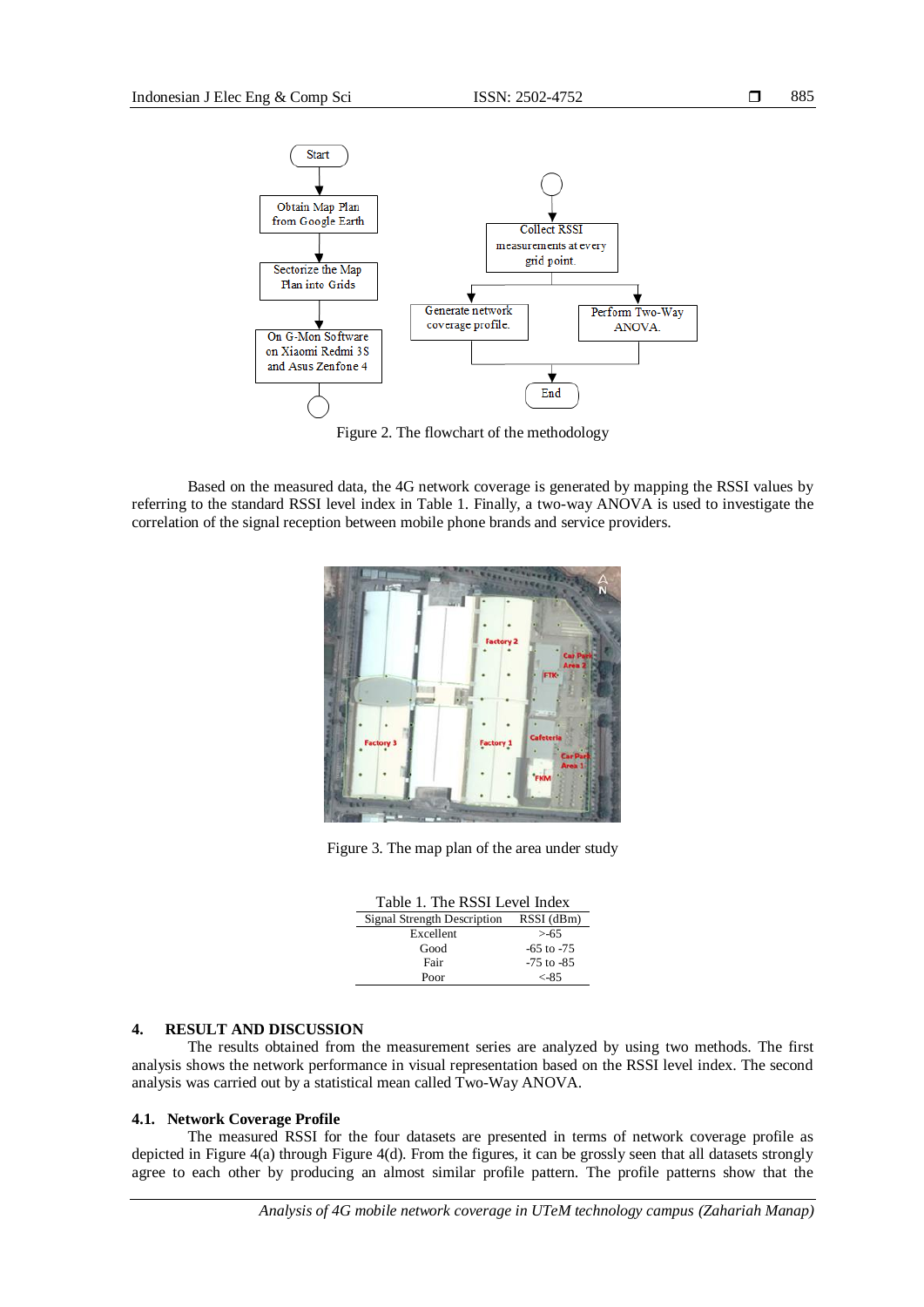Figure 2. The flowchart of the methodology

Based on the measured data, the 4G network coverage is generated by mapping the RSSI values by referring to the standard RSSI level index in Table 1. Finally, a two-way ANOVA is used to investigate the correlation of the signal reception between mobile phone brands and service providers.

Figure 3. The map plan of the area under study

Table 1. The RSSI Level Index

| Signal Strength Description | RSSI (dBm) |
|---|---|
| Excellent | >-65 |
| Good | -65 to -75 |
| Fair | -75 to -85 |
| Poor | <-85 |

## 4. RESULT AND DISCUSSION

The results obtained from the measurement series are analyzed by using two methods. The first analysis shows the network performance in visual representation based on the RSSI level index. The second analysis was carried out by a statistical mean called Two-Way ANOVA.

### 4.1. Network Coverage Profile

The measured RSSI for the four datasets are presented in terms of network coverage profile as depicted in Figure 4(a) through Figure 4(d). From the figures, it can be grossly seen that all datasets strongly agree to each other by producing an almost similar profile pattern. The profile patterns show that the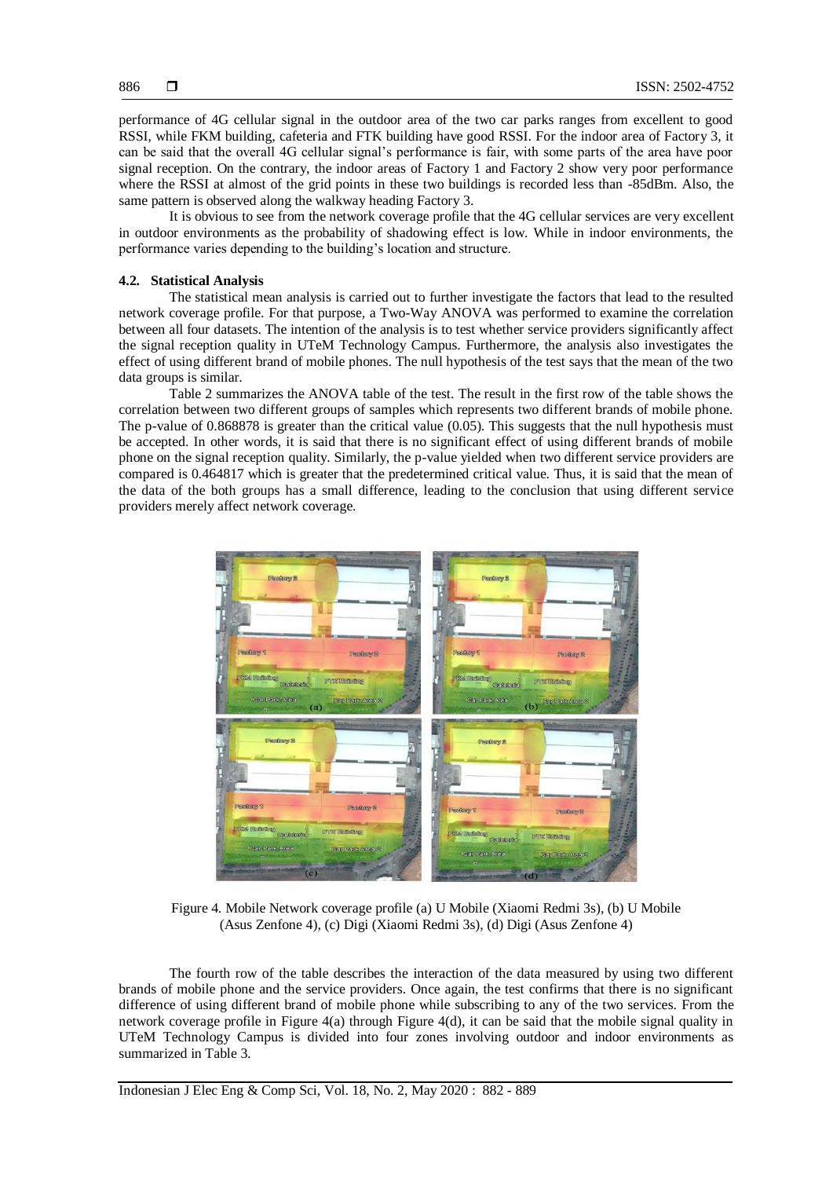performance of 4G cellular signal in the outdoor area of the two car parks ranges from excellent to good RSSI, while FKM building, cafeteria and FTK building have good RSSI. For the indoor area of Factory 3, it can be said that the overall 4G cellular signal's performance is fair, with some parts of the area have poor signal reception. On the contrary, the indoor areas of Factory 1 and Factory 2 show very poor performance where the RSSI at almost of the grid points in these two buildings is recorded less than -85dBm. Also, the same pattern is observed along the walkway heading Factory 3.

It is obvious to see from the network coverage profile that the 4G cellular services are very excellent in outdoor environments as the probability of shadowing effect is low. While in indoor environments, the performance varies depending to the building's location and structure.

### 4.2. Statistical Analysis

The statistical mean analysis is carried out to further investigate the factors that lead to the resulted network coverage profile. For that purpose, a Two-Way ANOVA was performed to examine the correlation between all four datasets. The intention of the analysis is to test whether service providers significantly affect the signal reception quality in UTeM Technology Campus. Furthermore, the analysis also investigates the effect of using different brand of mobile phones. The null hypothesis of the test says that the mean of the two data groups is similar.

Table 2 summarizes the ANOVA table of the test. The result in the first row of the table shows the correlation between two different groups of samples which represents two different brands of mobile phone. The p-value of 0.868878 is greater than the critical value (0.05). This suggests that the null hypothesis must be accepted. In other words, it is said that there is no significant effect of using different brands of mobile phone on the signal reception quality. Similarly, the p-value yielded when two different service providers are compared is 0.464817 which is greater that the predetermined critical value. Thus, it is said that the mean of the data of the both groups has a small difference, leading to the conclusion that using different service providers merely affect network coverage.

Figure 4. Mobile Network coverage profile (a) U Mobile (Xiaomi Redmi 3s), (b) U Mobile (Asus Zenfone 4), (c) Digi (Xiaomi Redmi 3s), (d) Digi (Asus Zenfone 4)

The fourth row of the table describes the interaction of the data measured by using two different brands of mobile phone and the service providers. Once again, the test confirms that there is no significant difference of using different brand of mobile phone while subscribing to any of the two services. From the network coverage profile in Figure 4(a) through Figure 4(d), it can be said that the mobile signal quality in UTeM Technology Campus is divided into four zones involving outdoor and indoor environments as summarized in Table 3.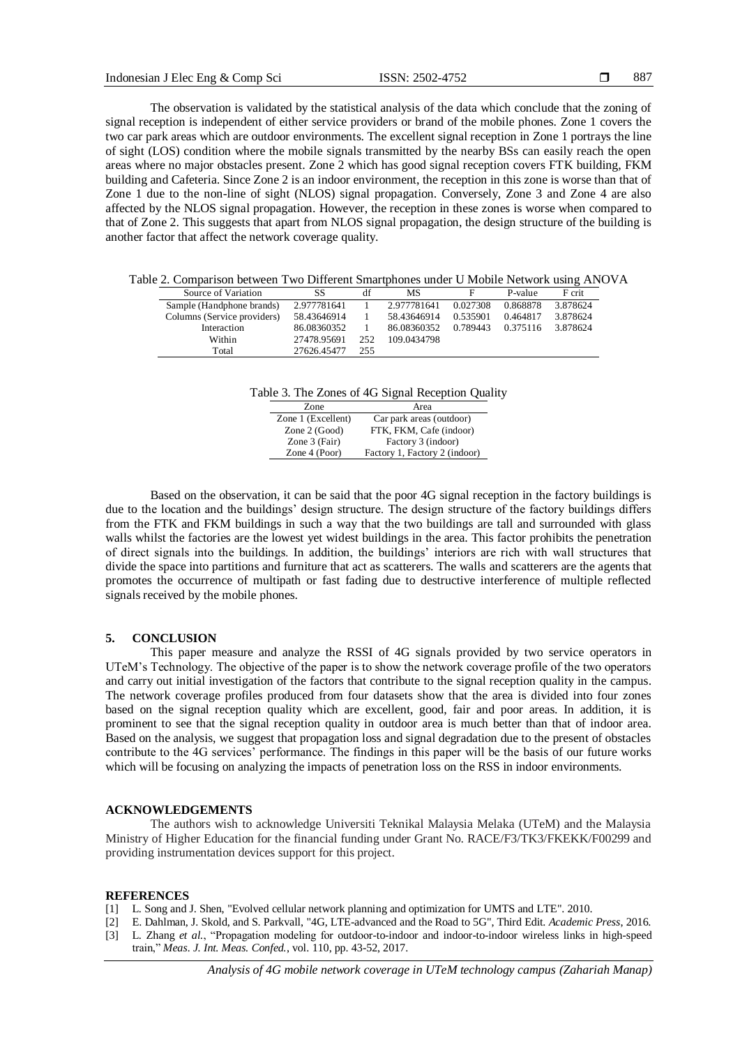The observation is validated by the statistical analysis of the data which conclude that the zoning of signal reception is independent of either service providers or brand of the mobile phones. Zone 1 covers the two car park areas which are outdoor environments. The excellent signal reception in Zone 1 portrays the line of sight (LOS) condition where the mobile signals transmitted by the nearby BSs can easily reach the open areas where no major obstacles present. Zone 2 which has good signal reception covers FTK building, FKM building and Cafeteria. Since Zone 2 is an indoor environment, the reception in this zone is worse than that of Zone 1 due to the non-line of sight (NLOS) signal propagation. Conversely, Zone 3 and Zone 4 are also affected by the NLOS signal propagation. However, the reception in these zones is worse when compared to that of Zone 2. This suggests that apart from NLOS signal propagation, the design structure of the building is another factor that affect the network coverage quality.

Table 2. Comparison between Two Different Smartphones under U Mobile Network using ANOVA

| Source of Variation | SS | df | MS | F | P-value | F crit |
|---|---|---|---|---|---|---|
| Sample (Handphone brands) | 2.977781641 | 1 | 2.977781641 | 0.027308 | 0.868878 | 3.878624 |
| Columns (Service providers) | 58.43646914 | 1 | 58.43646914 | 0.535901 | 0.464817 | 3.878624 |
| Interaction | 86.08360352 | 1 | 86.08360352 | 0.789443 | 0.375116 | 3.878624 |
| Within | 27478.95691 | 252 | 109.0434798 | | | |
| Total | 27626.45477 | 255 | | | | |

Table 3. The Zones of 4G Signal Reception Quality

| Zone | Area |
|---|---|
| Zone 1 (Excellent) | Car park areas (outdoor) |
| Zone 2 (Good) | FTK, FKM, Cafe (indoor) |
| Zone 3 (Fair) | Factory 3 (indoor) |
| Zone 4 (Poor) | Factory 1, Factory 2 (indoor) |

Based on the observation, it can be said that the poor 4G signal reception in the factory buildings is due to the location and the buildings' design structure. The design structure of the factory buildings differs from the FTK and FKM buildings in such a way that the two buildings are tall and surrounded with glass walls whilst the factories are the lowest yet widest buildings in the area. This factor prohibits the penetration of direct signals into the buildings. In addition, the buildings' interiors are rich with wall structures that divide the space into partitions and furniture that act as scatterers. The walls and scatterers are the agents that promotes the occurrence of multipath or fast fading due to destructive interference of multiple reflected signals received by the mobile phones.

## 5. CONCLUSION

This paper measure and analyze the RSSI of 4G signals provided by two service operators in UTeM's Technology. The objective of the paper is to show the network coverage profile of the two operators and carry out initial investigation of the factors that contribute to the signal reception quality in the campus. The network coverage profiles produced from four datasets show that the area is divided into four zones based on the signal reception quality which are excellent, good, fair and poor areas. In addition, it is prominent to see that the signal reception quality in outdoor area is much better than that of indoor area. Based on the analysis, we suggest that propagation loss and signal degradation due to the present of obstacles contribute to the 4G services' performance. The findings in this paper will be the basis of our future works which will be focusing on analyzing the impacts of penetration loss on the RSS in indoor environments.

## ACKNOWLEDGEMENTS

The authors wish to acknowledge Universiti Teknikal Malaysia Melaka (UTeM) and the Malaysia Ministry of Higher Education for the financial funding under Grant No. RACE/F3/TK3/FKEKK/F00299 and providing instrumentation devices support for this project.

## REFERENCES

[1] L. Song and J. Shen, "Evolved cellular network planning and optimization for UMTS and LTE". 2010.

[2] E. Dahlman, J. Skold, and S. Parkvall, "4G, LTE-advanced and the Road to 5G", Third Edit. *Academic Press*, 2016.

[3] L. Zhang *et al.*, "Propagation modeling for outdoor-to-indoor and indoor-to-indoor wireless links in high-speed train," *Meas. J. Int. Meas. Confed.*, vol. 110, pp. 43-52, 2017.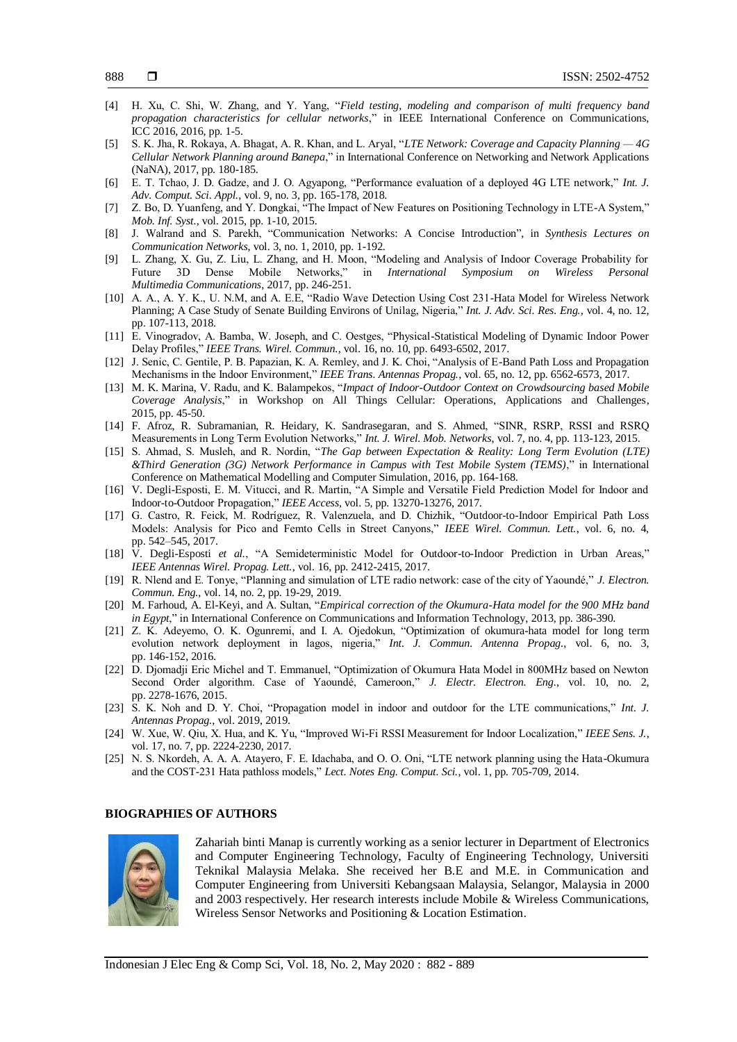[4] H. Xu, C. Shi, W. Zhang, and Y. Yang, "*Field testing, modeling and comparison of multi frequency band propagation characteristics for cellular networks*," in IEEE International Conference on Communications, ICC 2016, 2016, pp. 1-5.

[5] S. K. Jha, R. Rokaya, A. Bhagat, A. R. Khan, and L. Aryal, "*LTE Network: Coverage and Capacity Planning — 4G Cellular Network Planning around Banepa*," in International Conference on Networking and Network Applications (NaNA), 2017, pp. 180-185.

[6] E. T. Tchao, J. D. Gadze, and J. O. Agyapong, "Performance evaluation of a deployed 4G LTE network," *Int. J. Adv. Comput. Sci. Appl.*, vol. 9, no. 3, pp. 165-178, 2018.

[7] Z. Bo, D. Yuanfeng, and Y. Dongkai, "The Impact of New Features on Positioning Technology in LTE-A System," *Mob. Inf. Syst.*, vol. 2015, pp. 1-10, 2015.

[8] J. Walrand and S. Parekh, "Communication Networks: A Concise Introduction", in *Synthesis Lectures on Communication Networks*, vol. 3, no. 1, 2010, pp. 1-192.

[9] L. Zhang, X. Gu, Z. Liu, L. Zhang, and H. Moon, "Modeling and Analysis of Indoor Coverage Probability for Future 3D Dense Mobile Networks," in *International Symposium on Wireless Personal Multimedia Communications*, 2017, pp. 246-251.

[10] A. A., A. Y. K., U. N.M, and A. E.E, "Radio Wave Detection Using Cost 231-Hata Model for Wireless Network Planning; A Case Study of Senate Building Environs of Unilag, Nigeria," *Int. J. Adv. Sci. Res. Eng.*, vol. 4, no. 12, pp. 107-113, 2018.

[11] E. Vinogradov, A. Bamba, W. Joseph, and C. Oestges, "Physical-Statistical Modeling of Dynamic Indoor Power Delay Profiles," *IEEE Trans. Wirel. Commun.*, vol. 16, no. 10, pp. 6493-6502, 2017.

[12] J. Senic, C. Gentile, P. B. Papazian, K. A. Remley, and J. K. Choi, "Analysis of E-Band Path Loss and Propagation Mechanisms in the Indoor Environment," *IEEE Trans. Antennas Propag.*, vol. 65, no. 12, pp. 6562-6573, 2017.

[13] M. K. Marina, V. Radu, and K. Balampekos, "*Impact of Indoor-Outdoor Context on Crowdsourcing based Mobile Coverage Analysis*," in Workshop on All Things Cellular: Operations, Applications and Challenges, 2015, pp. 45-50.

[14] F. Afroz, R. Subramanian, R. Heidary, K. Sandrasegaran, and S. Ahmed, "SINR, RSRP, RSSI and RSRQ Measurements in Long Term Evolution Networks," *Int. J. Wirel. Mob. Networks*, vol. 7, no. 4, pp. 113-123, 2015.

[15] S. Ahmad, S. Musleh, and R. Nordin, "*The Gap between Expectation & Reality: Long Term Evolution (LTE) &Third Generation (3G) Network Performance in Campus with Test Mobile System (TEMS)*," in International Conference on Mathematical Modelling and Computer Simulation, 2016, pp. 164-168.

[16] V. Degli-Esposti, E. M. Vitucci, and R. Martin, "A Simple and Versatile Field Prediction Model for Indoor and Indoor-to-Outdoor Propagation," *IEEE Access*, vol. 5, pp. 13270-13276, 2017.

[17] G. Castro, R. Feick, M. Rodríguez, R. Valenzuela, and D. Chizhik, "Outdoor-to-Indoor Empirical Path Loss Models: Analysis for Pico and Femto Cells in Street Canyons," *IEEE Wirel. Commun. Lett.*, vol. 6, no. 4, pp. 542–545, 2017.

[18] V. Degli-Esposti *et al.*, "A Semideterministic Model for Outdoor-to-Indoor Prediction in Urban Areas," *IEEE Antennas Wirel. Propag. Lett.*, vol. 16, pp. 2412-2415, 2017.

[19] R. Nlend and E. Tonye, "Planning and simulation of LTE radio network: case of the city of Yaoundé," *J. Electron. Commun. Eng.*, vol. 14, no. 2, pp. 19-29, 2019.

[20] M. Farhoud, A. El-Keyi, and A. Sultan, "*Empirical correction of the Okumura-Hata model for the 900 MHz band in Egypt*," in International Conference on Communications and Information Technology, 2013, pp. 386-390.

[21] Z. K. Adeyemo, O. K. Ogunremi, and I. A. Ojedokun, "Optimization of okumura-hata model for long term evolution network deployment in lagos, nigeria," *Int. J. Commun. Antenna Propag.*, vol. 6, no. 3, pp. 146-152, 2016.

[22] D. Djomadji Eric Michel and T. Emmanuel, "Optimization of Okumura Hata Model in 800MHz based on Newton Second Order algorithm. Case of Yaoundé, Cameroon," *J. Electr. Electron. Eng.*, vol. 10, no. 2, pp. 2278-1676, 2015.

[23] S. K. Noh and D. Y. Choi, "Propagation model in indoor and outdoor for the LTE communications," *Int. J. Antennas Propag.*, vol. 2019, 2019.

[24] W. Xue, W. Qiu, X. Hua, and K. Yu, "Improved Wi-Fi RSSI Measurement for Indoor Localization," *IEEE Sens. J.*, vol. 17, no. 7, pp. 2224-2230, 2017.

[25] N. S. Nkordeh, A. A. A. Atayero, F. E. Idachaba, and O. O. Oni, "LTE network planning using the Hata-Okumura and the COST-231 Hata pathloss models," *Lect. Notes Eng. Comput. Sci.*, vol. 1, pp. 705-709, 2014.

**BIOGRAPHIES OF AUTHORS**

Zahariah binti Manap is currently working as a senior lecturer in Department of Electronics and Computer Engineering Technology, Faculty of Engineering Technology, Universiti Teknikal Malaysia Melaka. She received her B.E and M.E. in Communication and Computer Engineering from Universiti Kebangsaan Malaysia, Selangor, Malaysia in 2000 and 2003 respectively. Her research interests include Mobile & Wireless Communications, Wireless Sensor Networks and Positioning & Location Estimation.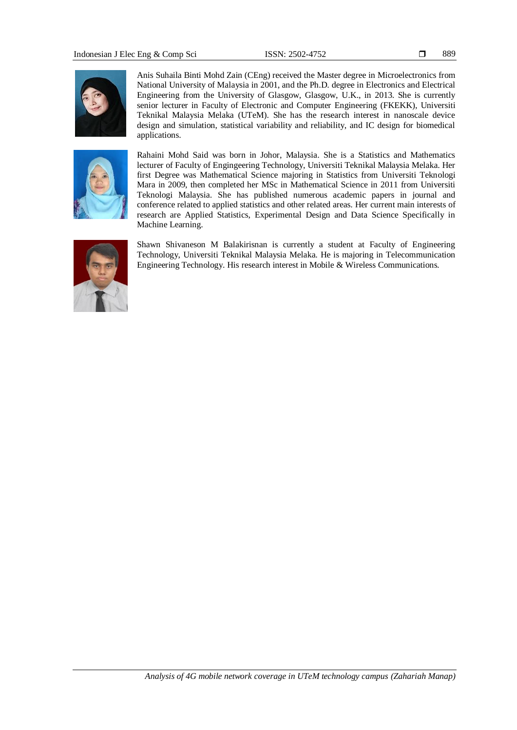Anis Suhaila Binti Mohd Zain (CEng) received the Master degree in Microelectronics from National University of Malaysia in 2001, and the Ph.D. degree in Electronics and Electrical Engineering from the University of Glasgow, Glasgow, U.K., in 2013. She is currently senior lecturer in Faculty of Electronic and Computer Engineering (FKEKK), Universiti Teknikal Malaysia Melaka (UTeM). She has the research interest in nanoscale device design and simulation, statistical variability and reliability, and IC design for biomedical applications.

Rahaini Mohd Said was born in Johor, Malaysia. She is a Statistics and Mathematics lecturer of Faculty of Engingeering Technology, Universiti Teknikal Malaysia Melaka. Her first Degree was Mathematical Science majoring in Statistics from Universiti Teknologi Mara in 2009, then completed her MSc in Mathematical Science in 2011 from Universiti Teknologi Malaysia. She has published numerous academic papers in journal and conference related to applied statistics and other related areas. Her current main interests of research are Applied Statistics, Experimental Design and Data Science Specifically in Machine Learning.

Shawn Shivaneson M Balakirisnan is currently a student at Faculty of Engineering Technology, Universiti Teknikal Malaysia Melaka. He is majoring in Telecommunication Engineering Technology. His research interest in Mobile & Wireless Communications.